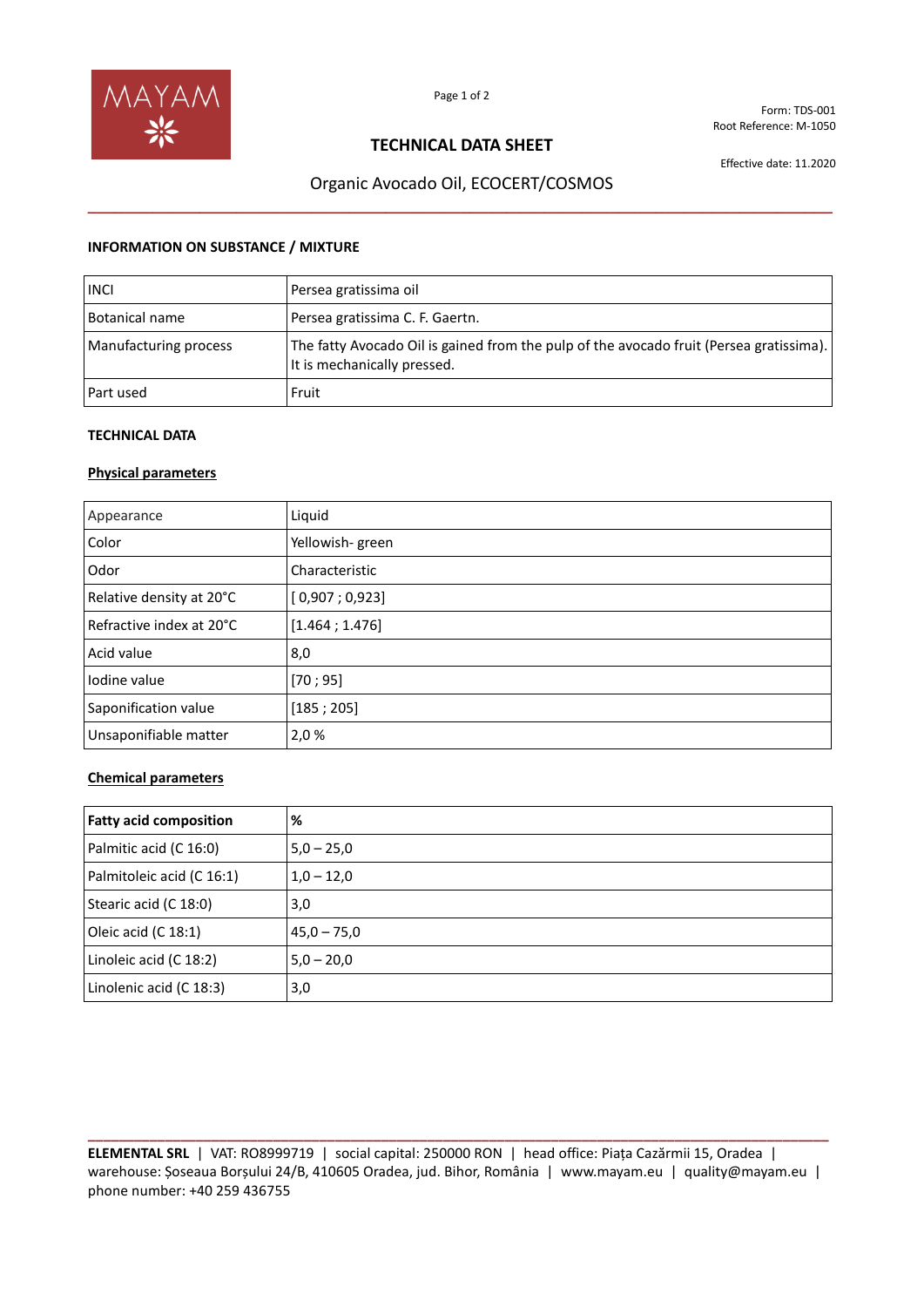Form: TDS-001
Root Reference: M-1050

# TECHNICAL DATA SHEET

Effective date: 11.2020

## Organic Avocado Oil, ECOCERT/COSMOS

### INFORMATION ON SUBSTANCE / MIXTURE

| INCI | Persea gratissima oil |
|---|---|
| Botanical name | Persea gratissima C. F. Gaertn. |
| Manufacturing process | The fatty Avocado Oil is gained from the pulp of the avocado fruit (Persea gratissima). It is mechanically pressed. |
| Part used | Fruit |

### TECHNICAL DATA

#### Physical parameters

| Appearance | Liquid |
|---|---|
| Color | Yellowish- green |
| Odor | Characteristic |
| Relative density at 20°C | [ 0,907 ; 0,923] |
| Refractive index at 20°C | [1.464 ; 1.476] |
| Acid value | 8,0 |
| Iodine value | [70 ; 95] |
| Saponification value | [185 ; 205] |
| Unsaponifiable matter | 2,0 % |

#### Chemical parameters

| **Fatty acid composition** | **%** |
|---|---|
| Palmitic acid (C 16:0) | 5,0 – 25,0 |
| Palmitoleic acid (C 16:1) | 1,0 – 12,0 |
| Stearic acid (C 18:0) | 3,0 |
| Oleic acid (C 18:1) | 45,0 – 75,0 |
| Linoleic acid (C 18:2) | 5,0 – 20,0 |
| Linolenic acid (C 18:3) | 3,0 |

**ELEMENTAL SRL** | VAT: RO8999719 | social capital: 250000 RON | head office: Piața Cazărmii 15, Oradea | warehouse: Șoseaua Borșului 24/B, 410605 Oradea, jud. Bihor, România | www.mayam.eu | quality@mayam.eu | phone number: +40 259 436755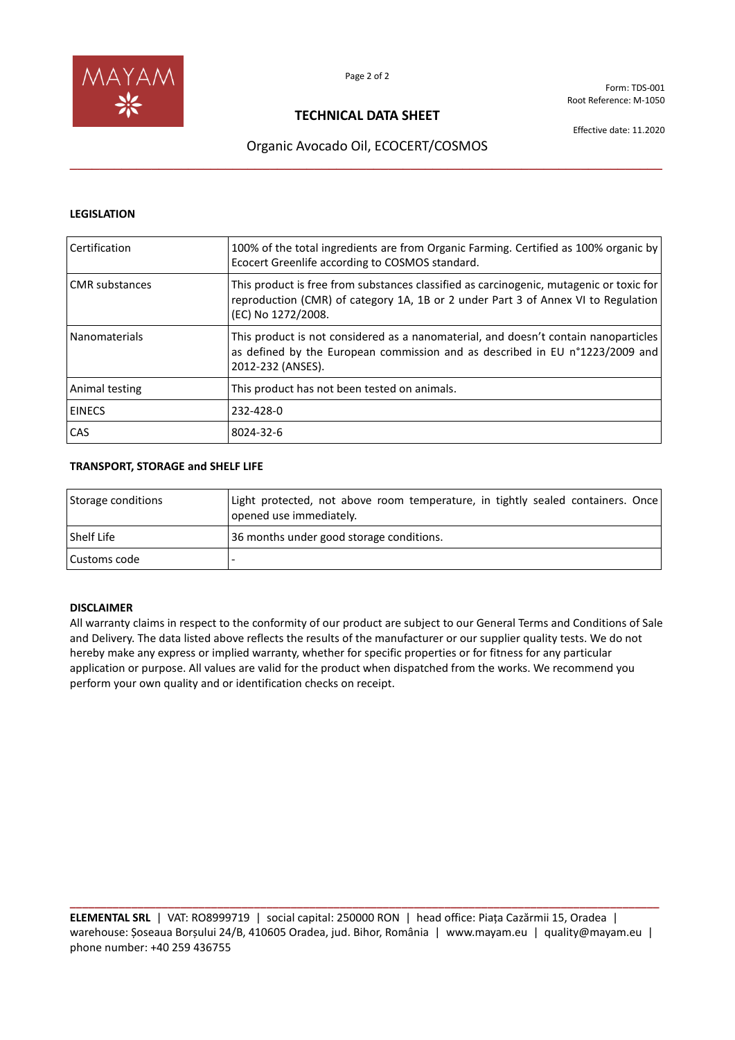## LEGISLATION

| | |
|---|---|
| Certification | 100% of the total ingredients are from Organic Farming. Certified as 100% organic by Ecocert Greenlife according to COSMOS standard. |
| CMR substances | This product is free from substances classified as carcinogenic, mutagenic or toxic for reproduction (CMR) of category 1A, 1B or 2 under Part 3 of Annex VI to Regulation (EC) No 1272/2008. |
| Nanomaterials | This product is not considered as a nanomaterial, and doesn't contain nanoparticles as defined by the European commission and as described in EU n°1223/2009 and 2012-232 (ANSES). |
| Animal testing | This product has not been tested on animals. |
| EINECS | 232-428-0 |
| CAS | 8024-32-6 |

## TRANSPORT, STORAGE and SHELF LIFE

| | |
|---|---|
| Storage conditions | Light protected, not above room temperature, in tightly sealed containers. Once opened use immediately. |
| Shelf Life | 36 months under good storage conditions. |
| Customs code | - |

## DISCLAIMER

All warranty claims in respect to the conformity of our product are subject to our General Terms and Conditions of Sale and Delivery. The data listed above reflects the results of the manufacturer or our supplier quality tests. We do not hereby make any express or implied warranty, whether for specific properties or for fitness for any particular application or purpose. All values are valid for the product when dispatched from the works. We recommend you perform your own quality and or identification checks on receipt.